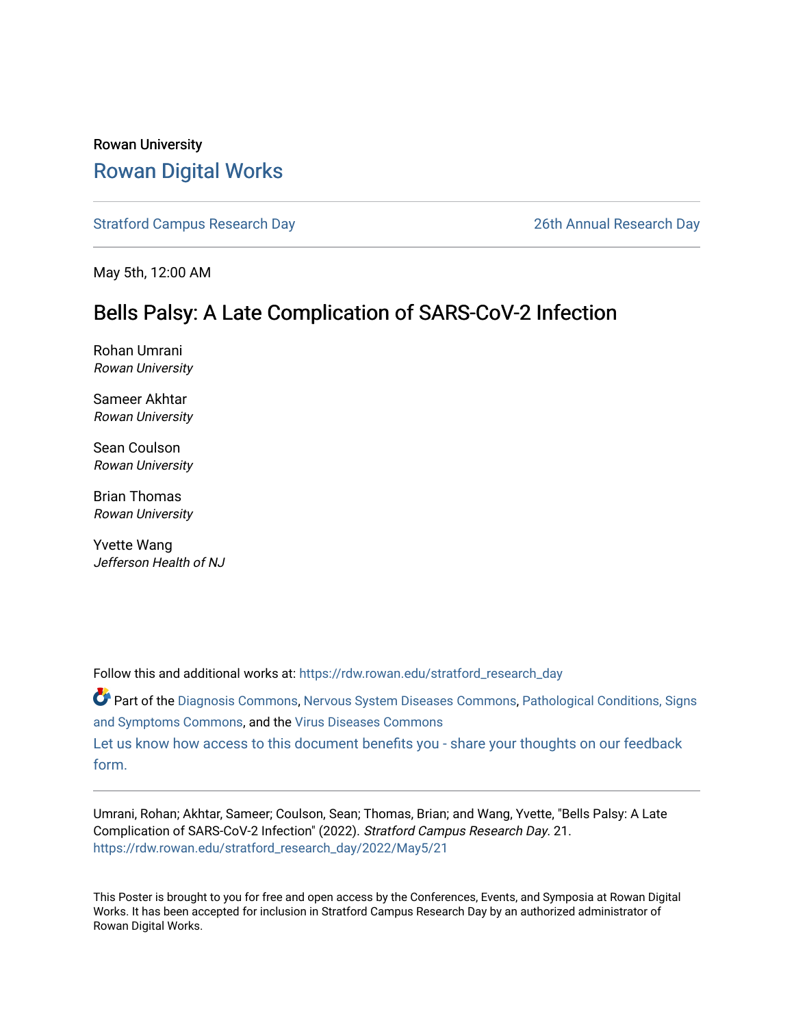Rowan University

# Rowan Digital Works

Stratford Campus Research Day | 26th Annual Research Day

May 5th, 12:00 AM

## Bells Palsy: A Late Complication of SARS-CoV-2 Infection

Rohan Umrani
*Rowan University*

Sameer Akhtar
*Rowan University*

Sean Coulson
*Rowan University*

Brian Thomas
*Rowan University*

Yvette Wang
*Jefferson Health of NJ*

Follow this and additional works at: https://rdw.rowan.edu/stratford_research_day

Part of the Diagnosis Commons, Nervous System Diseases Commons, Pathological Conditions, Signs and Symptoms Commons, and the Virus Diseases Commons

Let us know how access to this document benefits you - share your thoughts on our feedback form.

Umrani, Rohan; Akhtar, Sameer; Coulson, Sean; Thomas, Brian; and Wang, Yvette, "Bells Palsy: A Late Complication of SARS-CoV-2 Infection" (2022). *Stratford Campus Research Day*. 21.
https://rdw.rowan.edu/stratford_research_day/2022/May5/21

This Poster is brought to you for free and open access by the Conferences, Events, and Symposia at Rowan Digital Works. It has been accepted for inclusion in Stratford Campus Research Day by an authorized administrator of Rowan Digital Works.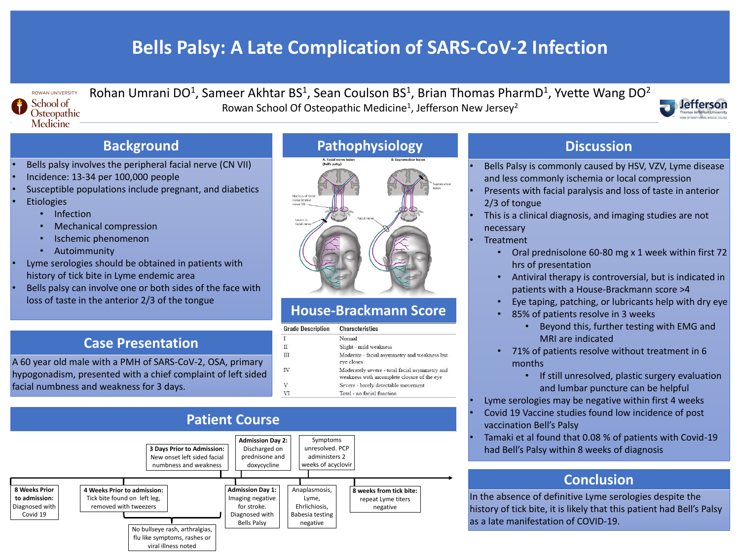# Bells Palsy: A Late Complication of SARS-CoV-2 Infection

Rohan Umrani DO[1], Sameer Akhtar BS[1], Sean Coulson BS[1], Brian Thomas PharmD[1], Yvette Wang DO[2]

Rowan School Of Osteopathic Medicine[1], Jefferson New Jersey[2]

## Background

- Bells palsy involves the peripheral facial nerve (CN VII)
- Incidence: 13-34 per 100,000 people
- Susceptible populations include pregnant, and diabetics
- Etiologies
  - Infection
  - Mechanical compression
  - Ischemic phenomenon
  - Autoimmunity
- Lyme serologies should be obtained in patients with history of tick bite in Lyme endemic area
- Bells palsy can involve one or both sides of the face with loss of taste in the anterior 2/3 of the tongue

## Case Presentation

A 60 year old male with a PMH of SARS-CoV-2, OSA, primary hypogonadism, presented with a chief complaint of left sided facial numbness and weakness for 3 days.

## Pathophysiology

A. Facial nerve lesion (Bells palsy)

B. Supranuclear lesion

Nucleus of facial nerve (cranial nerve VII)

Lesion in facial nerve

Supranuclear lesion

Facial nerve

## House-Brackmann Score

| Grade | Description | Characteristics |
|---|---|---|
| I | | Normal |
| II | | Slight - mild weakness |
| III | | Moderate - facial asymmetry and weakness but eye closes |
| IV | | Moderately severe - total facial asymmetry and weakness with incomplete closure of the eye |
| V | | Severe - barely detectable movement |
| VI | | Total - no facial function |

## Patient Course

**8 Weeks Prior to admission:** Diagnosed with Covid 19

**4 Weeks Prior to admission:** Tick bite found on left leg, removed with tweezers

No bullseye rash, arthralgias, flu like symptoms, rashes or viral illness noted

**3 Days Prior to Admission:** New onset left sided facial numbness and weakness

**Admission Day 1:** Imaging negative for stroke. Diagnosed with Bells Palsy

**Admission Day 2:** Discharged on prednisone and doxycycline

Anaplasmosis, Lyme, Ehrlichiosis, Babesia testing negative

Symptoms unresolved. PCP administers 2 weeks of acyclovir

**8 weeks from tick bite:** repeat Lyme titers negative

## Discussion

- Bells Palsy is commonly caused by HSV, VZV, Lyme disease and less commonly ischemia or local compression
- Presents with facial paralysis and loss of taste in anterior 2/3 of tongue
- This is a clinical diagnosis, and imaging studies are not necessary
- Treatment
  - Oral prednisolone 60-80 mg x 1 week within first 72 hrs of presentation
  - Antiviral therapy is controversial, but is indicated in patients with a House-Brackmann score >4
  - Eye taping, patching, or lubricants help with dry eye
  - 85% of patients resolve in 3 weeks
    - Beyond this, further testing with EMG and MRI are indicated
  - 71% of patients resolve without treatment in 6 months
    - If still unresolved, plastic surgery evaluation and lumbar puncture can be helpful
- Lyme serologies may be negative within first 4 weeks
- Covid 19 Vaccine studies found low incidence of post vaccination Bell's Palsy
- Tamaki et al found that 0.08 % of patients with Covid-19 had Bell's Palsy within 8 weeks of diagnosis

## Conclusion

In the absence of definitive Lyme serologies despite the history of tick bite, it is likely that this patient had Bell's Palsy as a late manifestation of COVID-19.